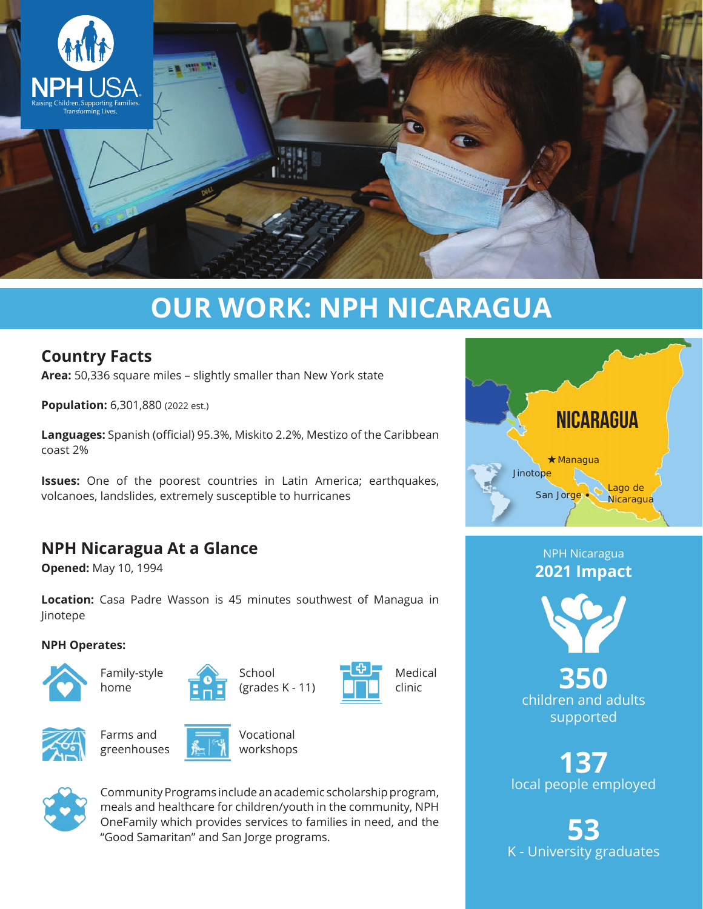NPH USA

Raising Children. Supporting Families. Transforming Lives.

# OUR WORK: NPH NICARAGUA

## Country Facts

**Area:** 50,336 square miles – slightly smaller than New York state

**Population:** 6,301,880 (2022 est.)

**Languages:** Spanish (official) 95.3%, Miskito 2.2%, Mestizo of the Caribbean coast 2%

**Issues:** One of the poorest countries in Latin America; earthquakes, volcanoes, landslides, extremely susceptible to hurricanes

NICARAGUA

★ Managua

Jinotope

San Jorge •

Lago de Nicaragua

## NPH Nicaragua At a Glance

**Opened:** May 10, 1994

**Location:** Casa Padre Wasson is 45 minutes southwest of Managua in Jinotepe

**NPH Operates:**

- Family-style home
- School (grades K - 11)
- Medical clinic
- Farms and greenhouses
- Vocational workshops

Community Programs include an academic scholarship program, meals and healthcare for children/youth in the community, NPH OneFamily which provides services to families in need, and the "Good Samaritan" and San Jorge programs.

NPH Nicaragua
### 2021 Impact

**350**
children and adults supported

**137**
local people employed

**53**
K - University graduates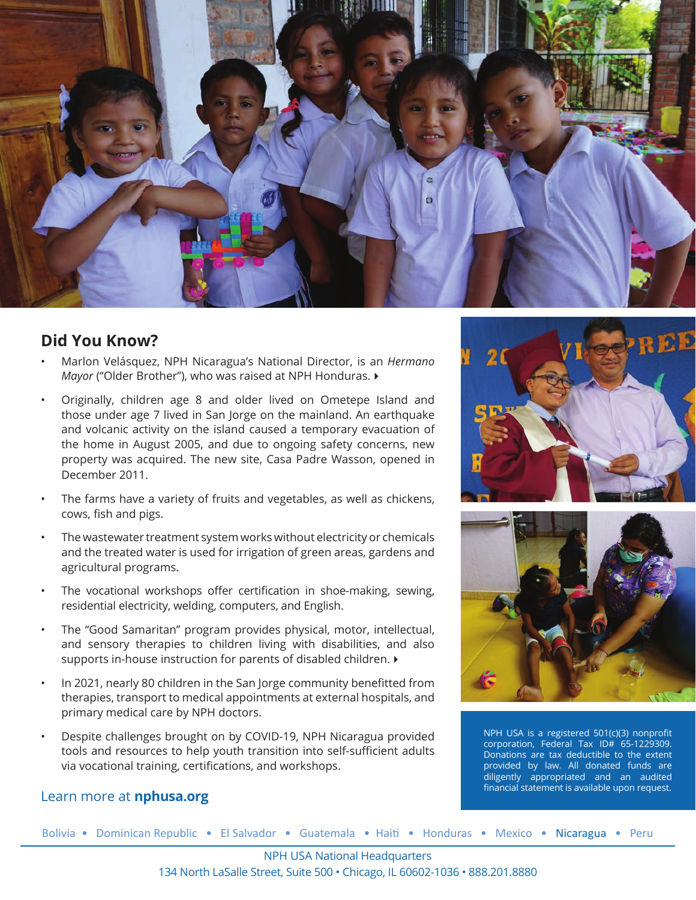## Did You Know?

- Marlon Velásquez, NPH Nicaragua's National Director, is an *Hermano Mayor* ("Older Brother"), who was raised at NPH Honduras. ▸
- Originally, children age 8 and older lived on Ometepe Island and those under age 7 lived in San Jorge on the mainland. An earthquake and volcanic activity on the island caused a temporary evacuation of the home in August 2005, and due to ongoing safety concerns, new property was acquired. The new site, Casa Padre Wasson, opened in December 2011.
- The farms have a variety of fruits and vegetables, as well as chickens, cows, fish and pigs.
- The wastewater treatment system works without electricity or chemicals and the treated water is used for irrigation of green areas, gardens and agricultural programs.
- The vocational workshops offer certification in shoe-making, sewing, residential electricity, welding, computers, and English.
- The "Good Samaritan" program provides physical, motor, intellectual, and sensory therapies to children living with disabilities, and also supports in-house instruction for parents of disabled children. ▸
- In 2021, nearly 80 children in the San Jorge community benefitted from therapies, transport to medical appointments at external hospitals, and primary medical care by NPH doctors.
- Despite challenges brought on by COVID-19, NPH Nicaragua provided tools and resources to help youth transition into self-sufficient adults via vocational training, certifications, and workshops.

Learn more at **nphusa.org**

NPH USA is a registered 501(c)(3) nonprofit corporation, Federal Tax ID# 65-1229309. Donations are tax deductible to the extent provided by law. All donated funds are diligently appropriated and an audited financial statement is available upon request.

Bolivia • Dominican Republic • El Salvador • Guatemala • Haiti • Honduras • Mexico • Nicaragua • Peru

NPH USA National Headquarters
134 North LaSalle Street, Suite 500 • Chicago, IL 60602-1036 • 888.201.8880